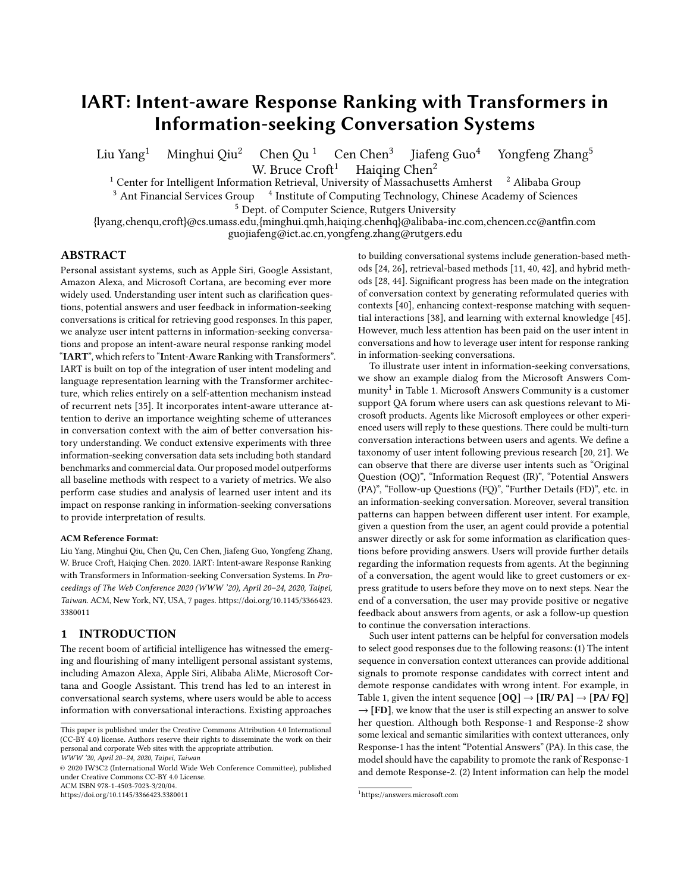# IART: Intent-aware Response Ranking with Transformers in Information-seeking Conversation Systems

Liu Yang[1] Minghui Qiu[2] Chen Qu [1] Cen Chen[3] Jiafeng Guo[4] Yongfeng Zhang[5]
W. Bruce Croft[1] Haiqing Chen[2]

[1] Center for Intelligent Information Retrieval, University of Massachusetts Amherst [2] Alibaba Group
[3] Ant Financial Services Group [4] Institute of Computing Technology, Chinese Academy of Sciences
[5] Dept. of Computer Science, Rutgers University
{lyang,chenqu,croft}@cs.umass.edu,{minghui.qmh,haiqing.chenhq}@alibaba-inc.com,chencen.cc@antfin.com
guojiafeng@ict.ac.cn,yongfeng.zhang@rutgers.edu

## ABSTRACT

Personal assistant systems, such as Apple Siri, Google Assistant, Amazon Alexa, and Microsoft Cortana, are becoming ever more widely used. Understanding user intent such as clarification questions, potential answers and user feedback in information-seeking conversations is critical for retrieving good responses. In this paper, we analyze user intent patterns in information-seeking conversations and propose an intent-aware neural response ranking model "**IART**", which refers to "**I**ntent-**A**ware **R**anking with **T**ransformers". IART is built on top of the integration of user intent modeling and language representation learning with the Transformer architecture, which relies entirely on a self-attention mechanism instead of recurrent nets [35]. It incorporates intent-aware utterance attention to derive an importance weighting scheme of utterances in conversation context with the aim of better conversation history understanding. We conduct extensive experiments with three information-seeking conversation data sets including both standard benchmarks and commercial data. Our proposed model outperforms all baseline methods with respect to a variety of metrics. We also perform case studies and analysis of learned user intent and its impact on response ranking in information-seeking conversations to provide interpretation of results.

**ACM Reference Format:**
Liu Yang, Minghui Qiu, Chen Qu, Cen Chen, Jiafeng Guo, Yongfeng Zhang, W. Bruce Croft, Haiqing Chen. 2020. IART: Intent-aware Response Ranking with Transformers in Information-seeking Conversation Systems. In *Proceedings of The Web Conference 2020 (WWW '20), April 20–24, 2020, Taipei, Taiwan.* ACM, New York, NY, USA, 7 pages. https://doi.org/10.1145/3366423.3380011

## 1 INTRODUCTION

The recent boom of artificial intelligence has witnessed the emerging and flourishing of many intelligent personal assistant systems, including Amazon Alexa, Apple Siri, Alibaba AliMe, Microsoft Cortana and Google Assistant. This trend has led to an interest in conversational search systems, where users would be able to access information with conversational interactions. Existing approaches to building conversational systems include generation-based methods [24, 26], retrieval-based methods [11, 40, 42], and hybrid methods [28, 44]. Significant progress has been made on the integration of conversation context by generating reformulated queries with contexts [40], enhancing context-response matching with sequential interactions [38], and learning with external knowledge [45]. However, much less attention has been paid on the user intent in conversations and how to leverage user intent for response ranking in information-seeking conversations.

To illustrate user intent in information-seeking conversations, we show an example dialog from the Microsoft Answers Community[1] in Table 1. Microsoft Answers Community is a customer support QA forum where users can ask questions relevant to Microsoft products. Agents like Microsoft employees or other experienced users will reply to these questions. There could be multi-turn conversation interactions between users and agents. We define a taxonomy of user intent following previous research [20, 21]. We can observe that there are diverse user intents such as "Original Question (OQ)", "Information Request (IR)", "Potential Answers (PA)", "Follow-up Questions (FQ)", "Further Details (FD)", etc. in an information-seeking conversation. Moreover, several transition patterns can happen between different user intent. For example, given a question from the user, an agent could provide a potential answer directly or ask for some information as clarification questions before providing answers. Users will provide further details regarding the information requests from agents. At the beginning of a conversation, the agent would like to greet customers or express gratitude to users before they move on to next steps. Near the end of a conversation, the user may provide positive or negative feedback about answers from agents, or ask a follow-up question to continue the conversation interactions.

Such user intent patterns can be helpful for conversation models to select good responses due to the following reasons: (1) The intent sequence in conversation context utterances can provide additional signals to promote response candidates with correct intent and demote response candidates with wrong intent. For example, in Table 1, given the intent sequence **[OQ]** → **[IR/ PA]** → **[PA/ FQ]** → **[FD]**, we know that the user is still expecting an answer to solve her question. Although both Response-1 and Response-2 show some lexical and semantic similarities with context utterances, only Response-1 has the intent "Potential Answers" (PA). In this case, the model should have the capability to promote the rank of Response-1 and demote Response-2. (2) Intent information can help the model

[1] https://answers.microsoft.com

This paper is published under the Creative Commons Attribution 4.0 International (CC-BY 4.0) license. Authors reserve their rights to disseminate the work on their personal and corporate Web sites with the appropriate attribution.
*WWW '20, April 20–24, 2020, Taipei, Taiwan*
© 2020 IW3C2 (International World Wide Web Conference Committee), published under Creative Commons CC-BY 4.0 License.
ACM ISBN 978-1-4503-7023-3/20/04.
https://doi.org/10.1145/3366423.3380011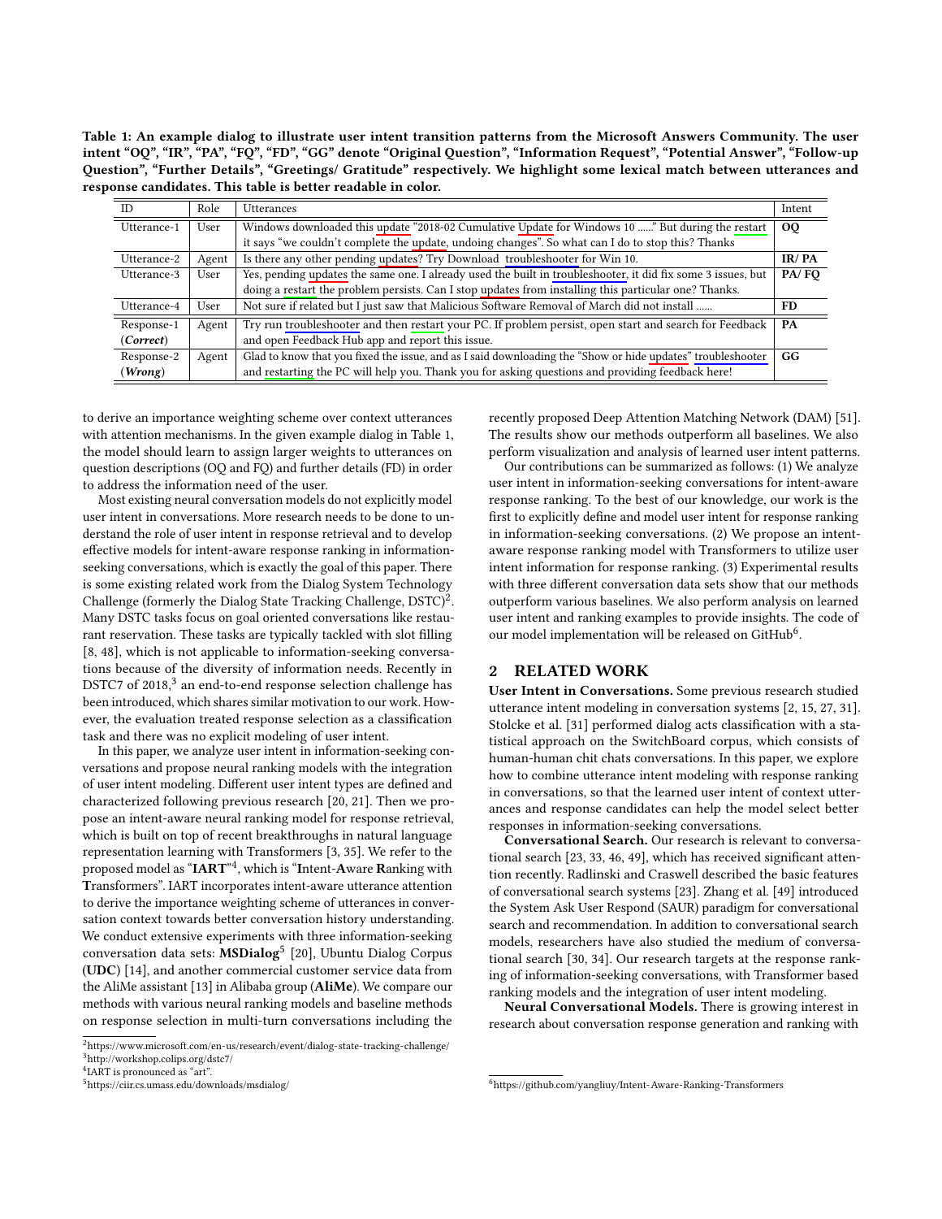**Table 1: An example dialog to illustrate user intent transition patterns from the Microsoft Answers Community. The user intent "OQ", "IR", "PA", "FQ", "FD", "GG" denote "Original Question", "Information Request", "Potential Answer", "Follow-up Question", "Further Details", "Greetings/ Gratitude" respectively. We highlight some lexical match between utterances and response candidates. This table is better readable in color.**

| ID | Role | Utterances | Intent |
|---|---|---|---|
| Utterance-1 | User | Windows downloaded this update "2018-02 Cumulative Update for Windows 10 ......" But during the restart it says "we couldn't complete the update, undoing changes". So what can I do to stop this? Thanks | **OQ** |
| Utterance-2 | Agent | Is there any other pending updates? Try Download troubleshooter for Win 10. | **IR/ PA** |
| Utterance-3 | User | Yes, pending updates the same one. I already used the built in troubleshooter, it did fix some 3 issues, but doing a restart the problem persists. Can I stop updates from installing this particular one? Thanks. | **PA/ FQ** |
| Utterance-4 | User | Not sure if related but I just saw that Malicious Software Removal of March did not install ...... | **FD** |
| Response-1 (***Correct***) | Agent | Try run troubleshooter and then restart your PC. If problem persist, open start and search for Feedback and open Feedback Hub app and report this issue. | **PA** |
| Response-2 (***Wrong***) | Agent | Glad to know that you fixed the issue, and as I said downloading the "Show or hide updates" troubleshooter and restarting the PC will help you. Thank you for asking questions and providing feedback here! | **GG** |

to derive an importance weighting scheme over context utterances with attention mechanisms. In the given example dialog in Table 1, the model should learn to assign larger weights to utterances on question descriptions (OQ and FQ) and further details (FD) in order to address the information need of the user.

Most existing neural conversation models do not explicitly model user intent in conversations. More research needs to be done to understand the role of user intent in response retrieval and to develop effective models for intent-aware response ranking in information-seeking conversations, which is exactly the goal of this paper. There is some existing related work from the Dialog System Technology Challenge (formerly the Dialog State Tracking Challenge, DSTC)[2]. Many DSTC tasks focus on goal oriented conversations like restaurant reservation. These tasks are typically tackled with slot filling [8, 48], which is not applicable to information-seeking conversations because of the diversity of information needs. Recently in DSTC7 of 2018,[3] an end-to-end response selection challenge has been introduced, which shares similar motivation to our work. However, the evaluation treated response selection as a classification task and there was no explicit modeling of user intent.

In this paper, we analyze user intent in information-seeking conversations and propose neural ranking models with the integration of user intent modeling. Different user intent types are defined and characterized following previous research [20, 21]. Then we propose an intent-aware neural ranking model for response retrieval, which is built on top of recent breakthroughs in natural language representation learning with Transformers [3, 35]. We refer to the proposed model as "**IART**"[4], which is "**I**ntent-**A**ware **R**anking with **T**ransformers". IART incorporates intent-aware utterance attention to derive the importance weighting scheme of utterances in conversation context towards better conversation history understanding. We conduct extensive experiments with three information-seeking conversation data sets: **MSDialog**[5] [20], Ubuntu Dialog Corpus (**UDC**) [14], and another commercial customer service data from the AliMe assistant [13] in Alibaba group (**AliMe**). We compare our methods with various neural ranking models and baseline methods on response selection in multi-turn conversations including the recently proposed Deep Attention Matching Network (DAM) [51]. The results show our methods outperform all baselines. We also perform visualization and analysis of learned user intent patterns.

Our contributions can be summarized as follows: (1) We analyze user intent in information-seeking conversations for intent-aware response ranking. To the best of our knowledge, our work is the first to explicitly define and model user intent for response ranking in information-seeking conversations. (2) We propose an intent-aware response ranking model with Transformers to utilize user intent information for response ranking. (3) Experimental results with three different conversation data sets show that our methods outperform various baselines. We also perform analysis on learned user intent and ranking examples to provide insights. The code of our model implementation will be released on GitHub[6].

## 2 RELATED WORK

**User Intent in Conversations.** Some previous research studied utterance intent modeling in conversation systems [2, 15, 27, 31]. Stolcke et al. [31] performed dialog acts classification with a statistical approach on the SwitchBoard corpus, which consists of human-human chit chats conversations. In this paper, we explore how to combine utterance intent modeling with response ranking in conversations, so that the learned user intent of context utterances and response candidates can help the model select better responses in information-seeking conversations.

**Conversational Search.** Our research is relevant to conversational search [23, 33, 46, 49], which has received significant attention recently. Radlinski and Craswell described the basic features of conversational search systems [23]. Zhang et al. [49] introduced the System Ask User Respond (SAUR) paradigm for conversational search and recommendation. In addition to conversational search models, researchers have also studied the medium of conversational search [30, 34]. Our research targets at the response ranking of information-seeking conversations, with Transformer based ranking models and the integration of user intent modeling.

**Neural Conversational Models.** There is growing interest in research about conversation response generation and ranking with

[2] https://www.microsoft.com/en-us/research/event/dialog-state-tracking-challenge/
[3] http://workshop.colips.org/dstc7/
[4] IART is pronounced as "art".
[5] https://ciir.cs.umass.edu/downloads/msdialog/
[6] https://github.com/yangliuy/Intent-Aware-Ranking-Transformers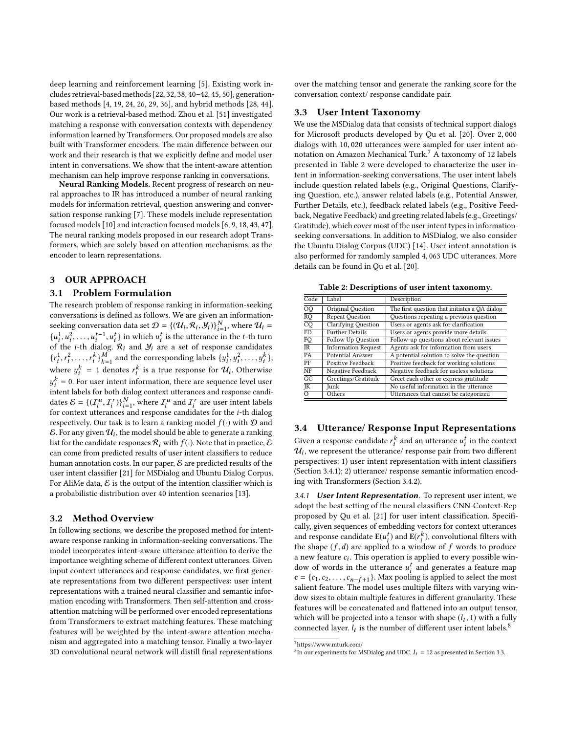deep learning and reinforcement learning [5]. Existing work includes retrieval-based methods [22, 32, 38, 40–42, 45, 50], generation-based methods [4, 19, 24, 26, 29, 36], and hybrid methods [28, 44]. Our work is a retrieval-based method. Zhou et al. [51] investigated matching a response with conversation contexts with dependency information learned by Transformers. Our proposed models are also built with Transformer encoders. The main difference between our work and their research is that we explicitly define and model user intent in conversations. We show that the intent-aware attention mechanism can help improve response ranking in conversations.

**Neural Ranking Models.** Recent progress of research on neural approaches to IR has introduced a number of neural ranking models for information retrieval, question answering and conversation response ranking [7]. These models include representation focused models [10] and interaction focused models [6, 9, 18, 43, 47]. The neural ranking models proposed in our research adopt Transformers, which are solely based on attention mechanisms, as the encoder to learn representations.

## 3 OUR APPROACH

### 3.1 Problem Formulation

The research problem of response ranking in information-seeking conversations is defined as follows. We are given an information-seeking conversation data set $\mathcal{D} = \{(\mathcal{U}_i, \mathcal{R}_i, \mathcal{Y}_i)\}_{i=1}^{N}$, where $\mathcal{U}_i = \{u_i^1, u_i^2, \ldots, u_i^{t-1}, u_i^t\}$ in which $u_i^t$ is the utterance in the $t$-th turn of the $i$-th dialog. $\mathcal{R}_i$ and $\mathcal{Y}_i$ are a set of response candidates $\{r_i^1, r_i^2, \ldots, r_i^k\}_{k=1}^{M}$ and the corresponding labels $\{y_i^1, y_i^2, \ldots, y_i^k\}$, where $y_i^k = 1$ denotes $r_i^k$ is a true response for $\mathcal{U}_i$. Otherwise $y_i^k = 0$. For user intent information, there are sequence level user intent labels for both dialog context utterances and response candidates $\mathcal{E} = \{(\mathcal{I}_i^u, \mathcal{I}_i^r)\}_{i=1}^{N}$, where $\mathcal{I}_i^u$ and $\mathcal{I}_i^r$ are user intent labels for context utterances and response candidates for the $i$-th dialog respectively. Our task is to learn a ranking model $f(\cdot)$ with $\mathcal{D}$ and $\mathcal{E}$. For any given $\mathcal{U}_i$, the model should be able to generate a ranking list for the candidate responses $\mathcal{R}_i$ with $f(\cdot)$. Note that in practice, $\mathcal{E}$ can come from predicted results of user intent classifiers to reduce human annotation costs. In our paper, $\mathcal{E}$ are predicted results of the user intent classifier [21] for MSDialog and Ubuntu Dialog Corpus. For AliMe data, $\mathcal{E}$ is the output of the intention classifier which is a probabilistic distribution over 40 intention scenarios [13].

### 3.2 Method Overview

In following sections, we describe the proposed method for intent-aware response ranking in information-seeking conversations. The model incorporates intent-aware utterance attention to derive the importance weighting scheme of different context utterances. Given input context utterances and response candidates, we first generate representations from two different perspectives: user intent representations with a trained neural classifier and semantic information encoding with Transformers. Then self-attention and cross-attention matching will be performed over encoded representations from Transformers to extract matching features. These matching features will be weighted by the intent-aware attention mechanism and aggregated into a matching tensor. Finally a two-layer 3D convolutional neural network will distill final representations over the matching tensor and generate the ranking score for the conversation context/ response candidate pair.

### 3.3 User Intent Taxonomy

We use the MSDialog data that consists of technical support dialogs for Microsoft products developed by Qu et al. [20]. Over 2,000 dialogs with 10,020 utterances were sampled for user intent annotation on Amazon Mechanical Turk.[7] A taxonomy of 12 labels presented in Table 2 were developed to characterize the user intent in information-seeking conversations. The user intent labels include question related labels (e.g., Original Questions, Clarifying Question, etc.), answer related labels (e.g., Potential Answer, Further Details, etc.), feedback related labels (e.g., Positive Feedback, Negative Feedback) and greeting related labels (e.g., Greetings/ Gratitude), which cover most of the user intent types in information-seeking conversations. In addition to MSDialog, we also consider the Ubuntu Dialog Corpus (UDC) [14]. User intent annotation is also performed for randomly sampled 4,063 UDC utterances. More details can be found in Qu et al. [20].

**Table 2: Descriptions of user intent taxonomy.**

| Code | Label | Description |
|---|---|---|
| OQ | Original Question | The first question that initiates a QA dialog |
| RQ | Repeat Question | Questions repeating a previous question |
| CQ | Clarifying Question | Users or agents ask for clarification |
| FD | Further Details | Users or agents provide more details |
| FQ | Follow Up Question | Follow-up questions about relevant issues |
| IR | Information Request | Agents ask for information from users |
| PA | Potential Answer | A potential solution to solve the question |
| PF | Positive Feedback | Positive feedback for working solutions |
| NF | Negative Feedback | Negative feedback for useless solutions |
| GG | Greetings/Gratitude | Greet each other or express gratitude |
| JK | Junk | No useful information in the utterance |
| O | Others | Utterances that cannot be categorized |

### 3.4 Utterance/ Response Input Representations

Given a response candidate $r_i^k$ and an utterance $u_i^t$ in the context $\mathcal{U}_i$, we represent the utterance/ response pair from two different perspectives: 1) user intent representation with intent classifiers (Section 3.4.1); 2) utterance/ response semantic information encoding with Transformers (Section 3.4.2).

*3.4.1* ***User Intent Representation.*** To represent user intent, we adopt the best setting of the neural classifiers CNN-Context-Rep proposed by Qu et al. [21] for user intent classification. Specifically, given sequences of embedding vectors for context utterances and response candidate $\mathbf{E}(u_i^t)$ and $\mathbf{E}(r_i^k)$, convolutional filters with the shape $(f, d)$ are applied to a window of $f$ words to produce a new feature $c_i$. This operation is applied to every possible window of words in the utterance $u_i^t$ and generates a feature map $\mathbf{c} = \{c_1, c_2, \ldots, c_{n-f+1}\}$. Max pooling is applied to select the most salient feature. The model uses multiple filters with varying window sizes to obtain multiple features in different granularity. These features will be concatenated and flattened into an output tensor, which will be projected into a tensor with shape $(l_t, 1)$ with a fully connected layer. $l_t$ is the number of different user intent labels.[8]

[7] https://www.mturk.com/

[8] In our experiments for MSDialog and UDC, $l_t = 12$ as presented in Section 3.3.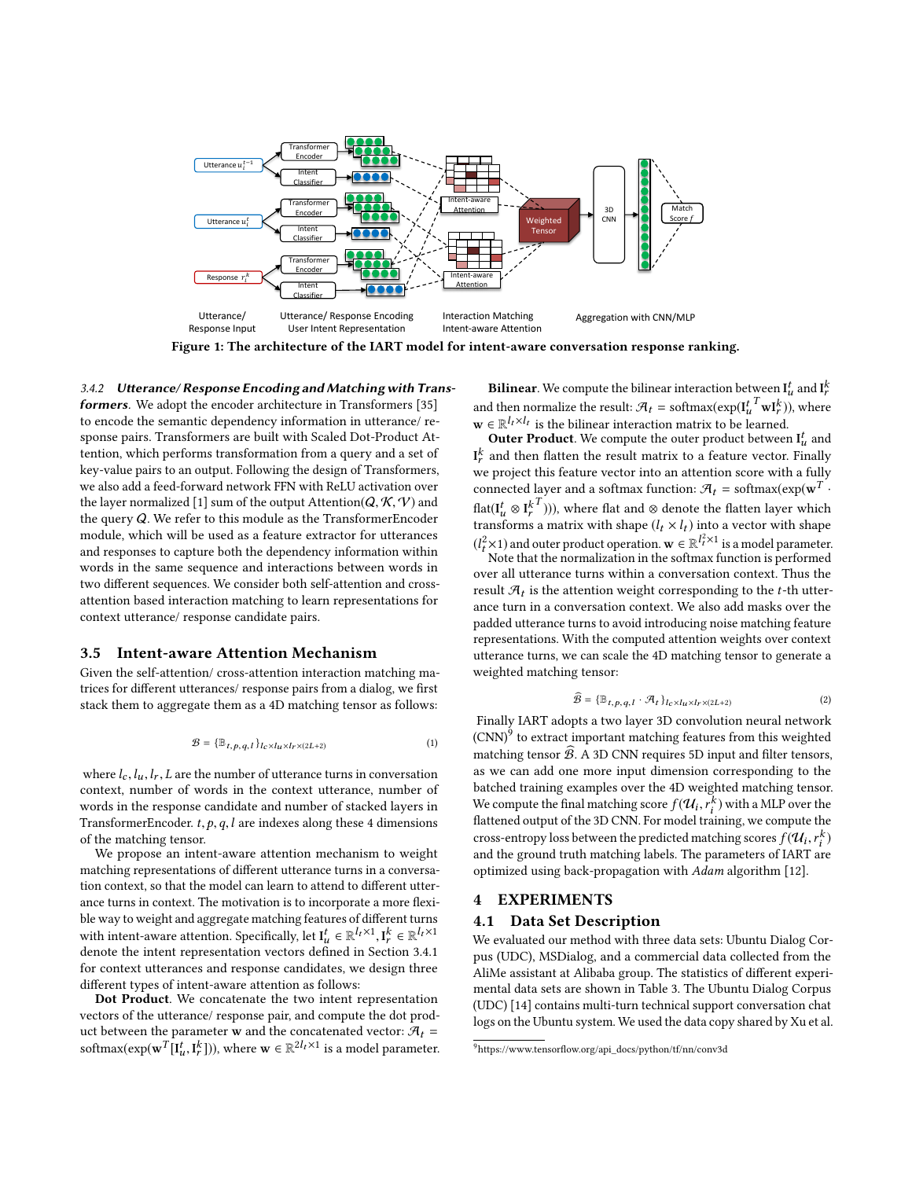Figure 1: The architecture of the IART model for intent-aware conversation response ranking.

#### 3.4.2 *Utterance/ Response Encoding and Matching with Transformers*.

We adopt the encoder architecture in Transformers [35] to encode the semantic dependency information in utterance/ response pairs. Transformers are built with Scaled Dot-Product Attention, which performs transformation from a query and a set of key-value pairs to an output. Following the design of Transformers, we also add a feed-forward network FFN with ReLU activation over the layer normalized [1] sum of the output Attention($\mathcal{Q}, \mathcal{K}, \mathcal{V}$) and the query $\mathcal{Q}$. We refer to this module as the TransformerEncoder module, which will be used as a feature extractor for utterances and responses to capture both the dependency information within words in the same sequence and interactions between words in two different sequences. We consider both self-attention and cross-attention based interaction matching to learn representations for context utterance/ response candidate pairs.

## 3.5 Intent-aware Attention Mechanism

Given the self-attention/ cross-attention interaction matching matrices for different utterances/ response pairs from a dialog, we first stack them to aggregate them as a 4D matching tensor as follows:

$$\mathcal{B} = \{\mathbb{B}_{t,p,q,l}\}_{l_c \times l_u \times l_r \times (2L+2)} \tag{1}$$

where $l_c, l_u, l_r, L$ are the number of utterance turns in conversation context, number of words in the context utterance, number of words in the response candidate and number of stacked layers in TransformerEncoder. $t, p, q, l$ are indexes along these 4 dimensions of the matching tensor.

We propose an intent-aware attention mechanism to weight matching representations of different utterance turns in a conversation context, so that the model can learn to attend to different utterance turns in context. The motivation is to incorporate a more flexible way to weight and aggregate matching features of different turns with intent-aware attention. Specifically, let $\mathbf{I}_u^t \in \mathbb{R}^{l_t \times 1}, \mathbf{I}_r^k \in \mathbb{R}^{l_t \times 1}$ denote the intent representation vectors defined in Section 3.4.1 for context utterances and response candidates, we design three different types of intent-aware attention as follows:

**Dot Product**. We concatenate the two intent representation vectors of the utterance/ response pair, and compute the dot product between the parameter $\mathbf{w}$ and the concatenated vector: $\mathcal{A}_t = \text{softmax}(\exp(\mathbf{w}^T[\mathbf{I}_u^t, \mathbf{I}_r^k]))$, where $\mathbf{w} \in \mathbb{R}^{2l_t \times 1}$ is a model parameter.

**Bilinear**. We compute the bilinear interaction between $\mathbf{I}_u^t$ and $\mathbf{I}_r^k$ and then normalize the result: $\mathcal{A}_t = \text{softmax}(\exp({\mathbf{I}_u^t}^T \mathbf{w} \mathbf{I}_r^k))$, where $\mathbf{w} \in \mathbb{R}^{l_t \times l_t}$ is the bilinear interaction matrix to be learned.

**Outer Product**. We compute the outer product between $\mathbf{I}_u^t$ and $\mathbf{I}_r^k$ and then flatten the result matrix to a feature vector. Finally we project this feature vector into an attention score with a fully connected layer and a softmax function: $\mathcal{A}_t = \text{softmax}(\exp(\mathbf{w}^T \cdot \text{flat}(\mathbf{I}_u^t \otimes {\mathbf{I}_r^k}^T)))$, where flat and $\otimes$ denote the flatten layer which transforms a matrix with shape $(l_t \times l_t)$ into a vector with shape $(l_t^2 \times 1)$ and outer product operation. $\mathbf{w} \in \mathbb{R}^{l_t^2 \times 1}$ is a model parameter.

Note that the normalization in the softmax function is performed over all utterance turns within a conversation context. Thus the result $\mathcal{A}_t$ is the attention weight corresponding to the $t$-th utterance turn in a conversation context. We also add masks over the padded utterance turns to avoid introducing noise matching feature representations. With the computed attention weights over context utterance turns, we can scale the 4D matching tensor to generate a weighted matching tensor:

$$\widehat{\mathcal{B}} = \{\mathbb{B}_{t,p,q,l} \cdot \mathcal{A}_t\}_{l_c \times l_u \times l_r \times (2L+2)} \tag{2}$$

Finally IART adopts a two layer 3D convolution neural network (CNN)[9] to extract important matching features from this weighted matching tensor $\widehat{\mathcal{B}}$. A 3D CNN requires 5D input and filter tensors, as we can add one more input dimension corresponding to the batched training examples over the 4D weighted matching tensor. We compute the final matching score $f(\mathcal{U}_i, r_i^k)$ with a MLP over the flattened output of the 3D CNN. For model training, we compute the cross-entropy loss between the predicted matching scores $f(\mathcal{U}_i, r_i^k)$ and the ground truth matching labels. The parameters of IART are optimized using back-propagation with *Adam* algorithm [12].

# 4 EXPERIMENTS

## 4.1 Data Set Description

We evaluated our method with three data sets: Ubuntu Dialog Corpus (UDC), MSDialog, and a commercial data collected from the AliMe assistant at Alibaba group. The statistics of different experimental data sets are shown in Table 3. The Ubuntu Dialog Corpus (UDC) [14] contains multi-turn technical support conversation chat logs on the Ubuntu system. We used the data copy shared by Xu et al.

[9] https://www.tensorflow.org/api_docs/python/tf/nn/conv3d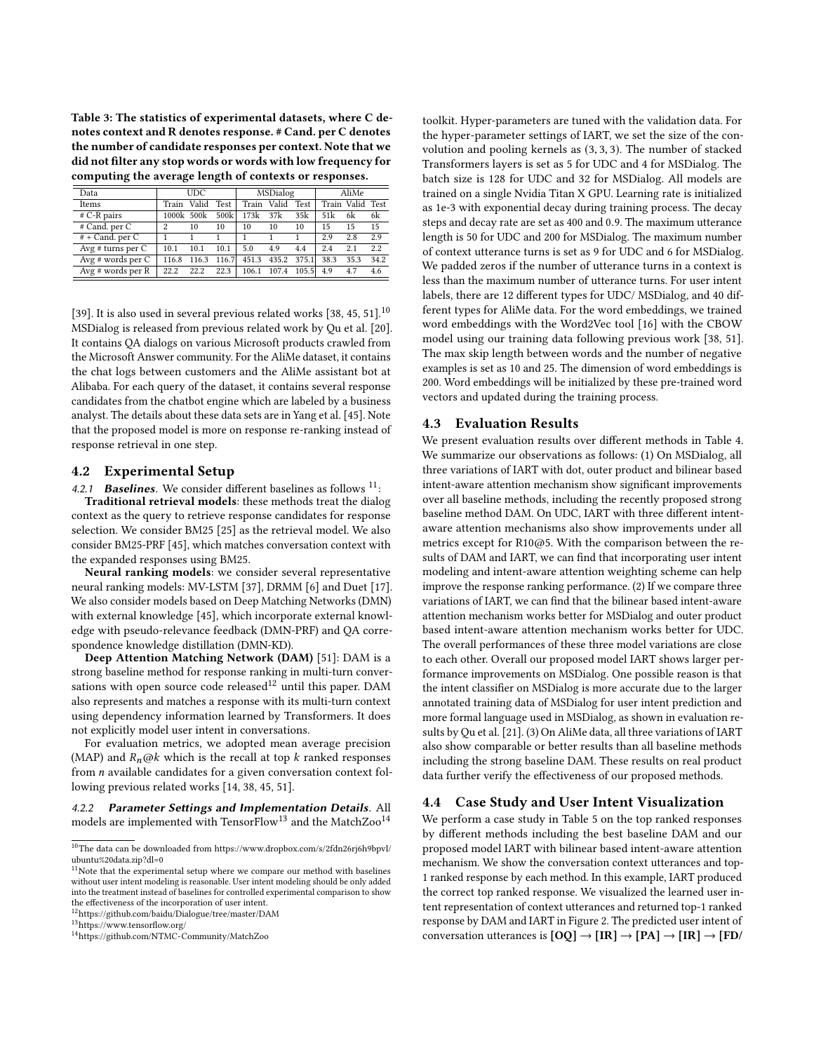Table 3: The statistics of experimental datasets, where C denotes context and R denotes response. # Cand. per C denotes the number of candidate responses per context. Note that we did not filter any stop words or words with low frequency for computing the average length of contexts or responses.

| Data | UDC | | | MSDialog | | | AliMe | | |
|---|---|---|---|---|---|---|---|---|---|
| Items | Train | Valid | Test | Train | Valid | Test | Train | Valid | Test |
| # C-R pairs | 1000k | 500k | 500k | 173k | 37k | 35k | 51k | 6k | 6k |
| # Cand. per C | 2 | 10 | 10 | 10 | 10 | 10 | 15 | 15 | 15 |
| # + Cand. per C | 1 | 1 | 1 | 1 | 1 | 1 | 2.9 | 2.8 | 2.9 |
| Avg # turns per C | 10.1 | 10.1 | 10.1 | 5.0 | 4.9 | 4.4 | 2.4 | 2.1 | 2.2 |
| Avg # words per C | 116.8 | 116.3 | 116.7 | 451.3 | 435.2 | 375.1 | 38.3 | 35.3 | 34.2 |
| Avg # words per R | 22.2 | 22.2 | 22.3 | 106.1 | 107.4 | 105.5 | 4.9 | 4.7 | 4.6 |

[39]. It is also used in several previous related works [38, 45, 51].[10] MSDialog is released from previous related work by Qu et al. [20]. It contains QA dialogs on various Microsoft products crawled from the Microsoft Answer community. For the AliMe dataset, it contains the chat logs between customers and the AliMe assistant bot at Alibaba. For each query of the dataset, it contains several response candidates from the chatbot engine which are labeled by a business analyst. The details about these data sets are in Yang et al. [45]. Note that the proposed model is more on response re-ranking instead of response retrieval in one step.

## 4.2 Experimental Setup

*4.2.1* ***Baselines***. We consider different baselines as follows [11]:

**Traditional retrieval models**: these methods treat the dialog context as the query to retrieve response candidates for response selection. We consider BM25 [25] as the retrieval model. We also consider BM25-PRF [45], which matches conversation context with the expanded responses using BM25.

**Neural ranking models**: we consider several representative neural ranking models: MV-LSTM [37], DRMM [6] and Duet [17]. We also consider models based on Deep Matching Networks (DMN) with external knowledge [45], which incorporate external knowledge with pseudo-relevance feedback (DMN-PRF) and QA correspondence knowledge distillation (DMN-KD).

**Deep Attention Matching Network (DAM)** [51]: DAM is a strong baseline method for response ranking in multi-turn conversations with open source code released[12] until this paper. DAM also represents and matches a response with its multi-turn context using dependency information learned by Transformers. It does not explicitly model user intent in conversations.

For evaluation metrics, we adopted mean average precision (MAP) and $R_n@k$ which is the recall at top $k$ ranked responses from $n$ available candidates for a given conversation context following previous related works [14, 38, 45, 51].

*4.2.2* ***Parameter Settings and Implementation Details***. All models are implemented with TensorFlow[13] and the MatchZoo[14] toolkit. Hyper-parameters are tuned with the validation data. For the hyper-parameter settings of IART, we set the size of the convolution and pooling kernels as (3, 3, 3). The number of stacked Transformers layers is set as 5 for UDC and 4 for MSDialog. The batch size is 128 for UDC and 32 for MSDialog. All models are trained on a single Nvidia Titan X GPU. Learning rate is initialized as 1e-3 with exponential decay during training process. The decay steps and decay rate are set as 400 and 0.9. The maximum utterance length is 50 for UDC and 200 for MSDialog. The maximum number of context utterance turns is set as 9 for UDC and 6 for MSDialog. We padded zeros if the number of utterance turns in a context is less than the maximum number of utterance turns. For user intent labels, there are 12 different types for UDC/ MSDialog, and 40 different types for AliMe data. For the word embeddings, we trained word embeddings with the Word2Vec tool [16] with the CBOW model using our training data following previous work [38, 51]. The max skip length between words and the number of negative examples is set as 10 and 25. The dimension of word embeddings is 200. Word embeddings will be initialized by these pre-trained word vectors and updated during the training process.

## 4.3 Evaluation Results

We present evaluation results over different methods in Table 4. We summarize our observations as follows: (1) On MSDialog, all three variations of IART with dot, outer product and bilinear based intent-aware attention mechanism show significant improvements over all baseline methods, including the recently proposed strong baseline method DAM. On UDC, IART with three different intent-aware attention mechanisms also show improvements under all metrics except for R10@5. With the comparison between the results of DAM and IART, we can find that incorporating user intent modeling and intent-aware attention weighting scheme can help improve the response ranking performance. (2) If we compare three variations of IART, we can find that the bilinear based intent-aware attention mechanism works better for MSDialog and outer product based intent-aware attention mechanism works better for UDC. The overall performances of these three model variations are close to each other. Overall our proposed model IART shows larger performance improvements on MSDialog. One possible reason is that the intent classifier on MSDialog is more accurate due to the larger annotated training data of MSDialog for user intent prediction and more formal language used in MSDialog, as shown in evaluation results by Qu et al. [21]. (3) On AliMe data, all three variations of IART also show comparable or better results than all baseline methods including the strong baseline DAM. These results on real product data further verify the effectiveness of our proposed methods.

## 4.4 Case Study and User Intent Visualization

We perform a case study in Table 5 on the top ranked responses by different methods including the best baseline DAM and our proposed model IART with bilinear based intent-aware attention mechanism. We show the conversation context utterances and top-1 ranked response by each method. In this example, IART produced the correct top ranked response. We visualized the learned user intent representation of context utterances and returned top-1 ranked response by DAM and IART in Figure 2. The predicted user intent of conversation utterances is **[OQ] → [IR] → [PA] → [IR] → [FD/**

---

[10] The data can be downloaded from https://www.dropbox.com/s/2fdn26rj6h9bpvl/ubuntu%20data.zip?dl=0

[11] Note that the experimental setup where we compare our method with baselines without user intent modeling is reasonable. User intent modeling should be only added into the treatment instead of baselines for controlled experimental comparison to show the effectiveness of the incorporation of user intent.

[12] https://github.com/baidu/Dialogue/tree/master/DAM

[13] https://www.tensorflow.org/

[14] https://github.com/NTMC-Community/MatchZoo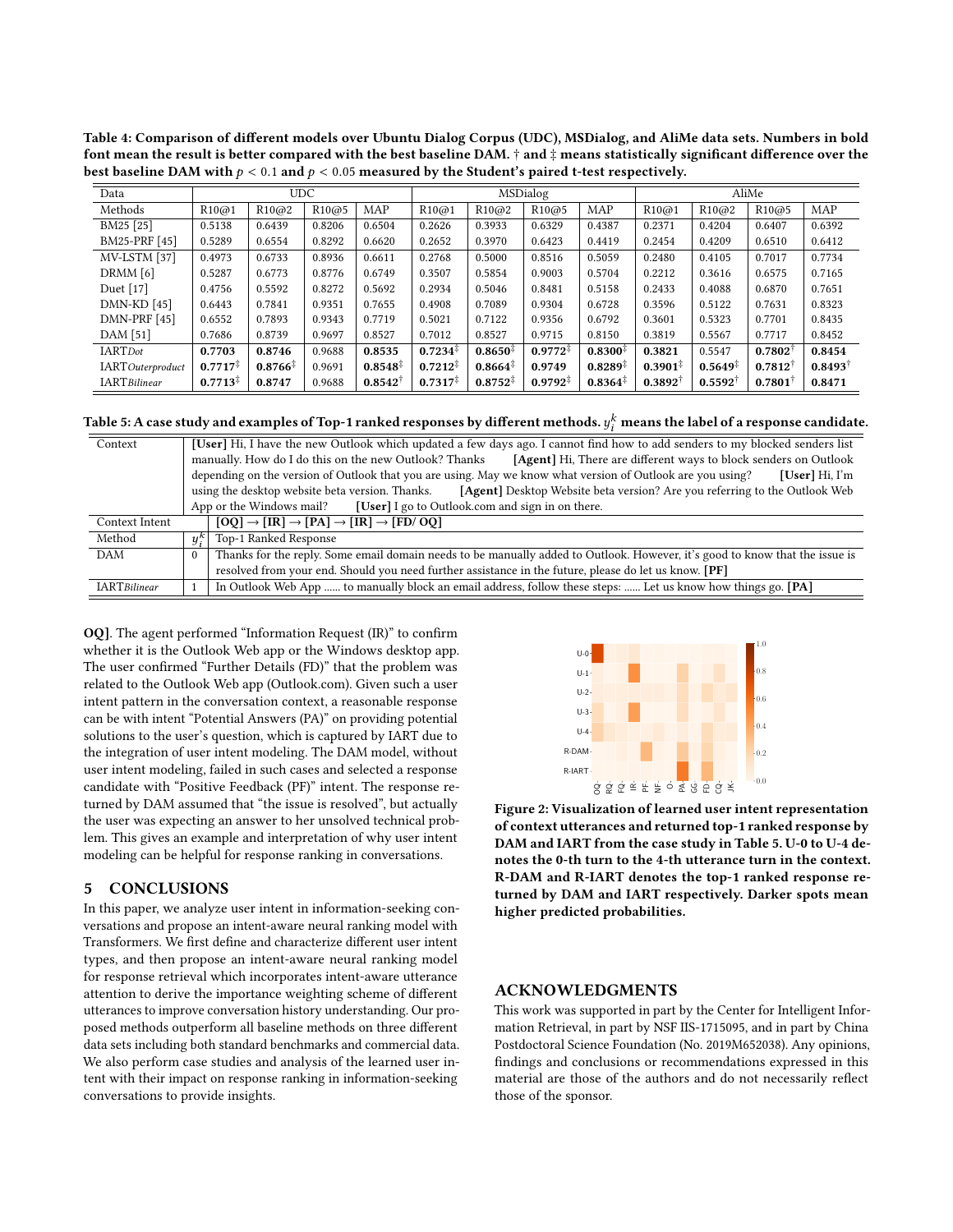**Table 4: Comparison of different models over Ubuntu Dialog Corpus (UDC), MSDialog, and AliMe data sets. Numbers in bold font mean the result is better compared with the best baseline DAM. † and ‡ means statistically significant difference over the best baseline DAM with $p < 0.1$ and $p < 0.05$ measured by the Student's paired t-test respectively.**

| Data | UDC | | | | MSDialog | | | | AliMe | | | |
|---|---|---|---|---|---|---|---|---|---|---|---|---|
| Methods | R10@1 | R10@2 | R10@5 | MAP | R10@1 | R10@2 | R10@5 | MAP | R10@1 | R10@2 | R10@5 | MAP |
| BM25 [25] | 0.5138 | 0.6439 | 0.8206 | 0.6504 | 0.2626 | 0.3933 | 0.6329 | 0.4387 | 0.2371 | 0.4204 | 0.6407 | 0.6392 |
| BM25-PRF [45] | 0.5289 | 0.6554 | 0.8292 | 0.6620 | 0.2652 | 0.3970 | 0.6423 | 0.4419 | 0.2454 | 0.4209 | 0.6510 | 0.6412 |
| MV-LSTM [37] | 0.4973 | 0.6733 | 0.8936 | 0.6611 | 0.2768 | 0.5000 | 0.8516 | 0.5059 | 0.2480 | 0.4105 | 0.7017 | 0.7734 |
| DRMM [6] | 0.5287 | 0.6773 | 0.8776 | 0.6749 | 0.3507 | 0.5854 | 0.9003 | 0.5704 | 0.2212 | 0.3616 | 0.6575 | 0.7165 |
| Duet [17] | 0.4756 | 0.5592 | 0.8272 | 0.5692 | 0.2934 | 0.5046 | 0.8481 | 0.5158 | 0.2433 | 0.4088 | 0.6870 | 0.7651 |
| DMN-KD [45] | 0.6443 | 0.7841 | 0.9351 | 0.7655 | 0.4908 | 0.7089 | 0.9304 | 0.6728 | 0.3596 | 0.5122 | 0.7631 | 0.8323 |
| DMN-PRF [45] | 0.6552 | 0.7893 | 0.9343 | 0.7719 | 0.5021 | 0.7122 | 0.9356 | 0.6792 | 0.3601 | 0.5323 | 0.7701 | 0.8435 |
| DAM [51] | 0.7686 | 0.8739 | 0.9697 | 0.8527 | 0.7012 | 0.8527 | 0.9715 | 0.8150 | 0.3819 | 0.5567 | 0.7717 | 0.8452 |
| IART*Dot* | **0.7703** | **0.8746** | 0.9688 | **0.8535** | **0.7234**‡ | **0.8650**‡ | **0.9772**‡ | **0.8300**‡ | **0.3821** | 0.5547 | **0.7802**† | **0.8454** |
| IART*Outerproduct* | **0.7717**‡ | **0.8766**‡ | 0.9691 | **0.8548**‡ | **0.7212**‡ | **0.8664**‡ | **0.9749** | **0.8289**‡ | **0.3901**‡ | **0.5649**‡ | **0.7812**† | **0.8493**† |
| IART*Bilinear* | **0.7713**‡ | **0.8747** | 0.9688 | **0.8542**† | **0.7317**‡ | **0.8752**‡ | **0.9792**‡ | **0.8364**‡ | **0.3892**† | **0.5592**† | **0.7801**† | **0.8471** |

**Table 5: A case study and examples of Top-1 ranked responses by different methods. $y_i^k$ means the label of a response candidate.**

| Context | | |
|---|---|---|
| Context | | **[User]** Hi, I have the new Outlook which updated a few days ago. I cannot find how to add senders to my blocked senders list manually. How do I do this on the new Outlook? Thanks **[Agent]** Hi, There are different ways to block senders on Outlook depending on the version of Outlook that you are using. May we know what version of Outlook are you using? **[User]** Hi, I'm using the desktop website beta version. Thanks. **[Agent]** Desktop Website beta version? Are you referring to the Outlook Web App or the Windows mail? **[User]** I go to Outlook.com and sign in on there. |
| Context Intent | | [OQ] → [IR] → [PA] → [IR] → [FD/ OQ] |
| Method | $y_i^k$ | Top-1 Ranked Response |
| DAM | 0 | Thanks for the reply. Some email domain needs to be manually added to Outlook. However, it's good to know that the issue is resolved from your end. Should you need further assistance in the future, please do let us know. **[PF]** |
| IART*Bilinear* | 1 | In Outlook Web App ...... to manually block an email address, follow these steps: ...... Let us know how things go. **[PA]** |

**OQ]**. The agent performed "Information Request (IR)" to confirm whether it is the Outlook Web app or the Windows desktop app. The user confirmed "Further Details (FD)" that the problem was related to the Outlook Web app (Outlook.com). Given such a user intent pattern in the conversation context, a reasonable response can be with intent "Potential Answers (PA)" on providing potential solutions to the user's question, which is captured by IART due to the integration of user intent modeling. The DAM model, without user intent modeling, failed in such cases and selected a response candidate with "Positive Feedback (PF)" intent. The response returned by DAM assumed that "the issue is resolved", but actually the user was expecting an answer to her unsolved technical problem. This gives an example and interpretation of why user intent modeling can be helpful for response ranking in conversations.

**Figure 2: Visualization of learned user intent representation of context utterances and returned top-1 ranked response by DAM and IART from the case study in Table 5. U-0 to U-4 denotes the 0-th turn to the 4-th utterance turn in the context. R-DAM and R-IART denotes the top-1 ranked response returned by DAM and IART respectively. Darker spots mean higher predicted probabilities.**

## 5 CONCLUSIONS

In this paper, we analyze user intent in information-seeking conversations and propose an intent-aware neural ranking model with Transformers. We first define and characterize different user intent types, and then propose an intent-aware neural ranking model for response retrieval which incorporates intent-aware utterance attention to derive the importance weighting scheme of different utterances to improve conversation history understanding. Our proposed methods outperform all baseline methods on three different data sets including both standard benchmarks and commercial data. We also perform case studies and analysis of the learned user intent with their impact on response ranking in information-seeking conversations to provide insights.

## ACKNOWLEDGMENTS

This work was supported in part by the Center for Intelligent Information Retrieval, in part by NSF IIS-1715095, and in part by China Postdoctoral Science Foundation (No. 2019M652038). Any opinions, findings and conclusions or recommendations expressed in this material are those of the authors and do not necessarily reflect those of the sponsor.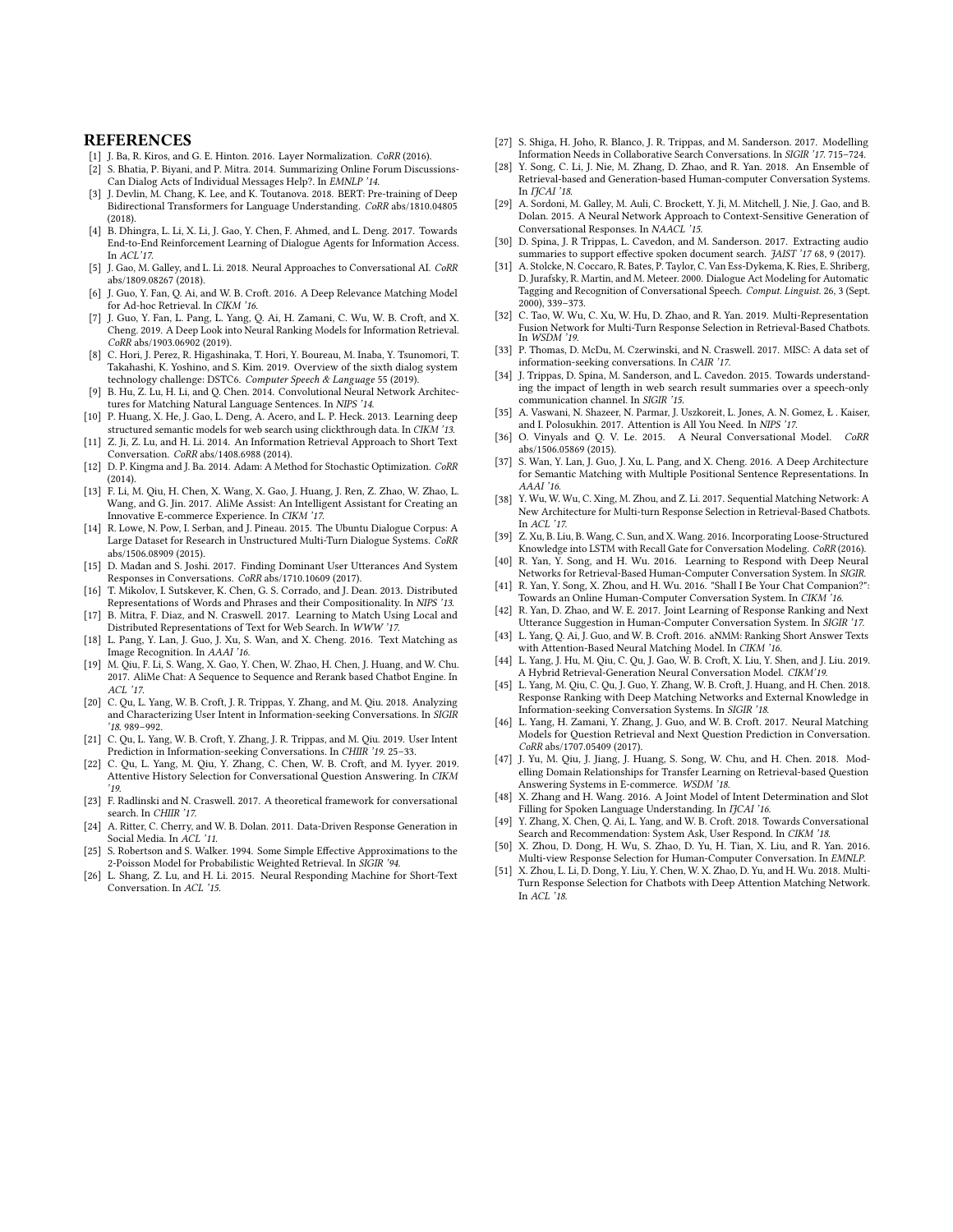## REFERENCES

[1] J. Ba, R. Kiros, and G. E. Hinton. 2016. Layer Normalization. *CoRR* (2016).

[2] S. Bhatia, P. Biyani, and P. Mitra. 2014. Summarizing Online Forum Discussions-Can Dialog Acts of Individual Messages Help?. In *EMNLP '14*.

[3] J. Devlin, M. Chang, K. Lee, and K. Toutanova. 2018. BERT: Pre-training of Deep Bidirectional Transformers for Language Understanding. *CoRR* abs/1810.04805 (2018).

[4] B. Dhingra, L. Li, X. Li, J. Gao, Y. Chen, F. Ahmed, and L. Deng. 2017. Towards End-to-End Reinforcement Learning of Dialogue Agents for Information Access. In *ACL'17*.

[5] J. Gao, M. Galley, and L. Li. 2018. Neural Approaches to Conversational AI. *CoRR* abs/1809.08267 (2018).

[6] J. Guo, Y. Fan, Q. Ai, and W. B. Croft. 2016. A Deep Relevance Matching Model for Ad-hoc Retrieval. In *CIKM '16*.

[7] J. Guo, Y. Fan, L. Pang, L. Yang, Q. Ai, H. Zamani, C. Wu, W. B. Croft, and X. Cheng. 2019. A Deep Look into Neural Ranking Models for Information Retrieval. *CoRR* abs/1903.06902 (2019).

[8] C. Hori, J. Perez, R. Higashinaka, T. Hori, Y. Boureau, M. Inaba, Y. Tsunomori, T. Takahashi, K. Yoshino, and S. Kim. 2019. Overview of the sixth dialog system technology challenge: DSTC6. *Computer Speech & Language* 55 (2019).

[9] B. Hu, Z. Lu, H. Li, and Q. Chen. 2014. Convolutional Neural Network Architectures for Matching Natural Language Sentences. In *NIPS '14*.

[10] P. Huang, X. He, J. Gao, L. Deng, A. Acero, and L. P. Heck. 2013. Learning deep structured semantic models for web search using clickthrough data. In *CIKM '13*.

[11] Z. Ji, Z. Lu, and H. Li. 2014. An Information Retrieval Approach to Short Text Conversation. *CoRR* abs/1408.6988 (2014).

[12] D. P. Kingma and J. Ba. 2014. Adam: A Method for Stochastic Optimization. *CoRR* (2014).

[13] F. Li, M. Qiu, H. Chen, X. Wang, X. Gao, J. Huang, J. Ren, Z. Zhao, W. Zhao, L. Wang, and G. Jin. 2017. AliMe Assist: An Intelligent Assistant for Creating an Innovative E-commerce Experience. In *CIKM '17*.

[14] R. Lowe, N. Pow, I. Serban, and J. Pineau. 2015. The Ubuntu Dialogue Corpus: A Large Dataset for Research in Unstructured Multi-Turn Dialogue Systems. *CoRR* abs/1506.08909 (2015).

[15] D. Madan and S. Joshi. 2017. Finding Dominant User Utterances And System Responses in Conversations. *CoRR* abs/1710.10609 (2017).

[16] T. Mikolov, I. Sutskever, K. Chen, G. S. Corrado, and J. Dean. 2013. Distributed Representations of Words and Phrases and their Compositionality. In *NIPS '13*.

[17] B. Mitra, F. Diaz, and N. Craswell. 2017. Learning to Match Using Local and Distributed Representations of Text for Web Search. In *WWW '17*.

[18] L. Pang, Y. Lan, J. Guo, J. Xu, S. Wan, and X. Cheng. 2016. Text Matching as Image Recognition. In *AAAI '16*.

[19] M. Qiu, F. Li, S. Wang, X. Gao, Y. Chen, W. Zhao, H. Chen, J. Huang, and W. Chu. 2017. AliMe Chat: A Sequence to Sequence and Rerank based Chatbot Engine. In *ACL '17*.

[20] C. Qu, L. Yang, W. B. Croft, J. R. Trippas, Y. Zhang, and M. Qiu. 2018. Analyzing and Characterizing User Intent in Information-seeking Conversations. In *SIGIR '18*. 989–992.

[21] C. Qu, L. Yang, W. B. Croft, Y. Zhang, J. R. Trippas, and M. Qiu. 2019. User Intent Prediction in Information-seeking Conversations. In *CHIIR '19*. 25–33.

[22] C. Qu, L. Yang, M. Qiu, Y. Zhang, C. Chen, W. B. Croft, and M. Iyyer. 2019. Attentive History Selection for Conversational Question Answering. In *CIKM '19*.

[23] F. Radlinski and N. Craswell. 2017. A theoretical framework for conversational search. In *CHIIR '17*.

[24] A. Ritter, C. Cherry, and W. B. Dolan. 2011. Data-Driven Response Generation in Social Media. In *ACL '11*.

[25] S. Robertson and S. Walker. 1994. Some Simple Effective Approximations to the 2-Poisson Model for Probabilistic Weighted Retrieval. In *SIGIR '94*.

[26] L. Shang, Z. Lu, and H. Li. 2015. Neural Responding Machine for Short-Text Conversation. In *ACL '15*.

[27] S. Shiga, H. Joho, R. Blanco, J. R. Trippas, and M. Sanderson. 2017. Modelling Information Needs in Collaborative Search Conversations. In *SIGIR '17*. 715–724.

[28] Y. Song, C. Li, J. Nie, M. Zhang, D. Zhao, and R. Yan. 2018. An Ensemble of Retrieval-based and Generation-based Human-computer Conversation Systems. In *IJCAI '18*.

[29] A. Sordoni, M. Galley, M. Auli, C. Brockett, Y. Ji, M. Mitchell, J. Nie, J. Gao, and B. Dolan. 2015. A Neural Network Approach to Context-Sensitive Generation of Conversational Responses. In *NAACL '15*.

[30] D. Spina, J R Trippas, L. Cavedon, and M. Sanderson. 2017. Extracting audio summaries to support effective spoken document search. *JAIST '17* 68, 9 (2017).

[31] A. Stolcke, N. Coccaro, R. Bates, P. Taylor, C. Van Ess-Dykema, K. Ries, E. Shriberg, D. Jurafsky, R. Martin, and M. Meteer. 2000. Dialogue Act Modeling for Automatic Tagging and Recognition of Conversational Speech. *Comput. Linguist.* 26, 3 (Sept. 2000), 339–373.

[32] C. Tao, W. Wu, C. Xu, W. Hu, D. Zhao, and R. Yan. 2019. Multi-Representation Fusion Network for Multi-Turn Response Selection in Retrieval-Based Chatbots. In *WSDM '19*.

[33] P. Thomas, D. McDu, M. Czerwinski, and N. Craswell. 2017. MISC: A data set of information-seeking conversations. In *CAIR '17*.

[34] J. Trippas, D. Spina, M. Sanderson, and L. Cavedon. 2015. Towards understanding the impact of length in web search result summaries over a speech-only communication channel. In *SIGIR '15*.

[35] A. Vaswani, N. Shazeer, N. Parmar, J. Uszkoreit, L. Jones, A. N. Gomez, Ł. Kaiser, and I. Polosukhin. 2017. Attention is All You Need. In *NIPS '17*.

[36] O. Vinyals and Q. V. Le. 2015. A Neural Conversational Model. *CoRR* abs/1506.05869 (2015).

[37] S. Wan, Y. Lan, J. Guo, J. Xu, L. Pang, and X. Cheng. 2016. A Deep Architecture for Semantic Matching with Multiple Positional Sentence Representations. In *AAAI '16*.

[38] Y. Wu, W. Wu, C. Xing, M. Zhou, and Z. Li. 2017. Sequential Matching Network: A New Architecture for Multi-turn Response Selection in Retrieval-Based Chatbots. In *ACL '17*.

[39] Z. Xu, B. Liu, B. Wang, C. Sun, and X. Wang. 2016. Incorporating Loose-Structured Knowledge into LSTM with Recall Gate for Conversation Modeling. *CoRR* (2016).

[40] R. Yan, Y. Song, and H. Wu. 2016. Learning to Respond with Deep Neural Networks for Retrieval-Based Human-Computer Conversation System. In *SIGIR*.

[41] R. Yan, Y. Song, X. Zhou, and H. Wu. 2016. "Shall I Be Your Chat Companion?": Towards an Online Human-Computer Conversation System. In *CIKM '16*.

[42] R. Yan, D. Zhao, and W. E. 2017. Joint Learning of Response Ranking and Next Utterance Suggestion in Human-Computer Conversation System. In *SIGIR '17*.

[43] L. Yang, Q. Ai, J. Guo, and W. B. Croft. 2016. aNMM: Ranking Short Answer Texts with Attention-Based Neural Matching Model. In *CIKM '16*.

[44] L. Yang, J. Hu, M. Qiu, C. Qu, J. Gao, W. B. Croft, X. Liu, Y. Shen, and J. Liu. 2019. A Hybrid Retrieval-Generation Neural Conversation Model. *CIKM'19*.

[45] L. Yang, M. Qiu, C. Qu, J. Guo, Y. Zhang, W. B. Croft, J. Huang, and H. Chen. 2018. Response Ranking with Deep Matching Networks and External Knowledge in Information-seeking Conversation Systems. In *SIGIR '18*.

[46] L. Yang, H. Zamani, Y. Zhang, J. Guo, and W. B. Croft. 2017. Neural Matching Models for Question Retrieval and Next Question Prediction in Conversation. *CoRR* abs/1707.05409 (2017).

[47] J. Yu, M. Qiu, J. Jiang, J. Huang, S. Song, W. Chu, and H. Chen. 2018. Modelling Domain Relationships for Transfer Learning on Retrieval-based Question Answering Systems in E-commerce. *WSDM '18*.

[48] X. Zhang and H. Wang. 2016. A Joint Model of Intent Determination and Slot Filling for Spoken Language Understanding. In *IJCAI '16*.

[49] Y. Zhang, X. Chen, Q. Ai, L. Yang, and W. B. Croft. 2018. Towards Conversational Search and Recommendation: System Ask, User Respond. In *CIKM '18*.

[50] X. Zhou, D. Dong, H. Wu, S. Zhao, D. Yu, H. Tian, X. Liu, and R. Yan. 2016. Multi-view Response Selection for Human-Computer Conversation. In *EMNLP*.

[51] X. Zhou, L. Li, D. Dong, Y. Liu, Y. Chen, W. X. Zhao, D. Yu, and H. Wu. 2018. Multi-Turn Response Selection for Chatbots with Deep Attention Matching Network. In *ACL '18*.